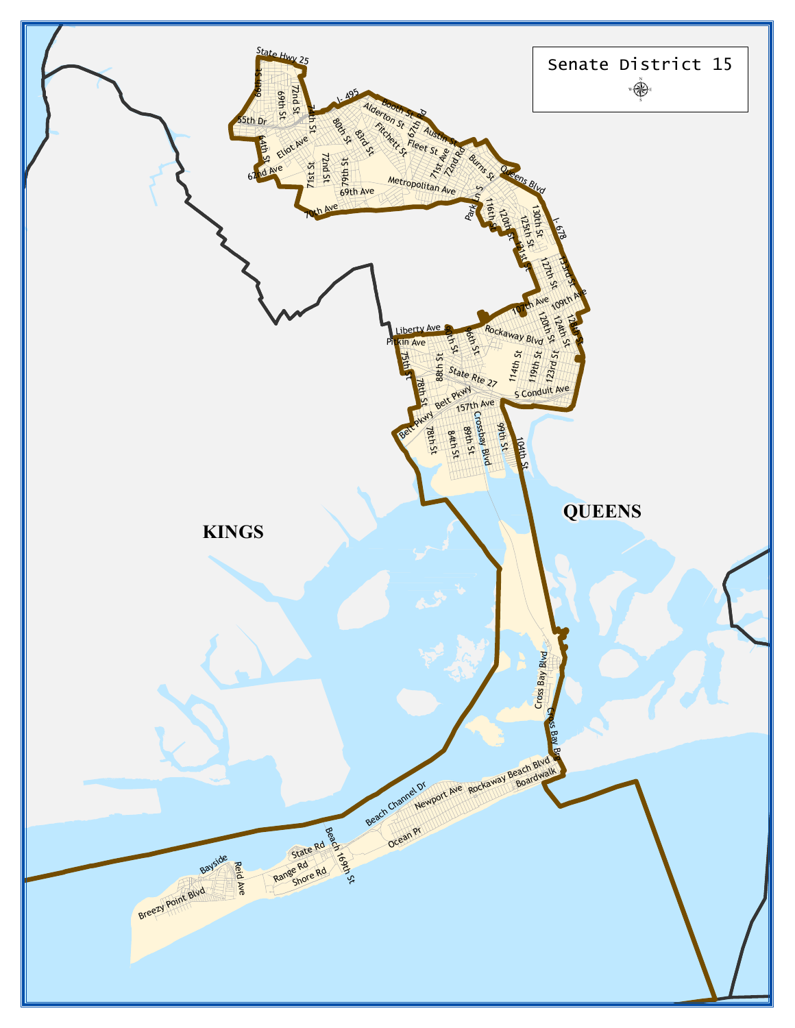# Senate District 15

KINGS

QUEENS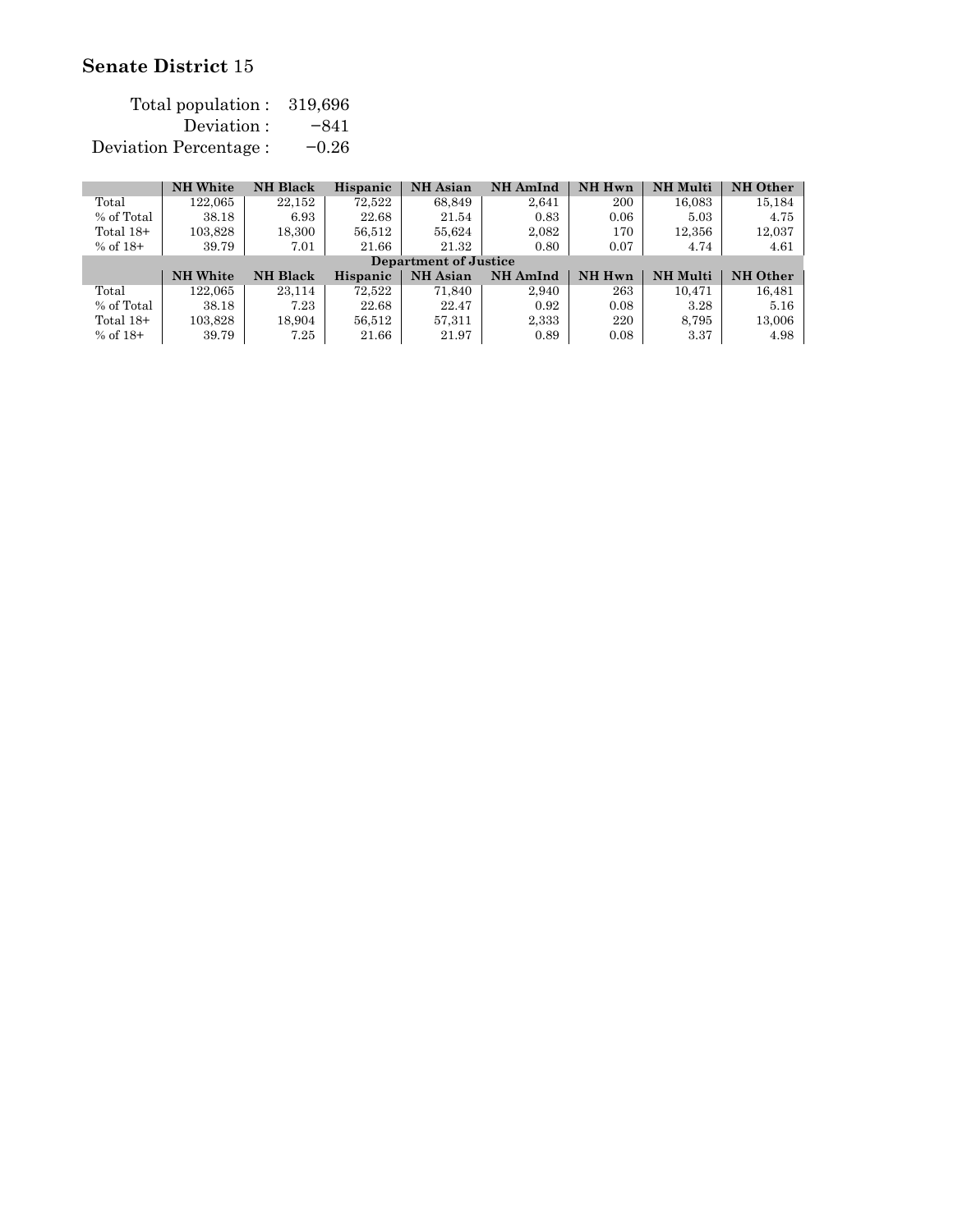**Senate District** 15

Total population : 319,696
Deviation : −841
Deviation Percentage : −0.26

| | NH White | NH Black | Hispanic | NH Asian | NH AmInd | NH Hwn | NH Multi | NH Other |
|---|---|---|---|---|---|---|---|---|
| Total | 122,065 | 22,152 | 72,522 | 68,849 | 2,641 | 200 | 16,083 | 15,184 |
| % of Total | 38.18 | 6.93 | 22.68 | 21.54 | 0.83 | 0.06 | 5.03 | 4.75 |
| Total 18+ | 103,828 | 18,300 | 56,512 | 55,624 | 2,082 | 170 | 12,356 | 12,037 |
| % of 18+ | 39.79 | 7.01 | 21.66 | 21.32 | 0.80 | 0.07 | 4.74 | 4.61 |
| **Department of Justice** | | | | | | | | |
| | **NH White** | **NH Black** | **Hispanic** | **NH Asian** | **NH AmInd** | **NH Hwn** | **NH Multi** | **NH Other** |
| Total | 122,065 | 23,114 | 72,522 | 71,840 | 2,940 | 263 | 10,471 | 16,481 |
| % of Total | 38.18 | 7.23 | 22.68 | 22.47 | 0.92 | 0.08 | 3.28 | 5.16 |
| Total 18+ | 103,828 | 18,904 | 56,512 | 57,311 | 2,333 | 220 | 8,795 | 13,006 |
| % of 18+ | 39.79 | 7.25 | 21.66 | 21.97 | 0.89 | 0.08 | 3.37 | 4.98 |